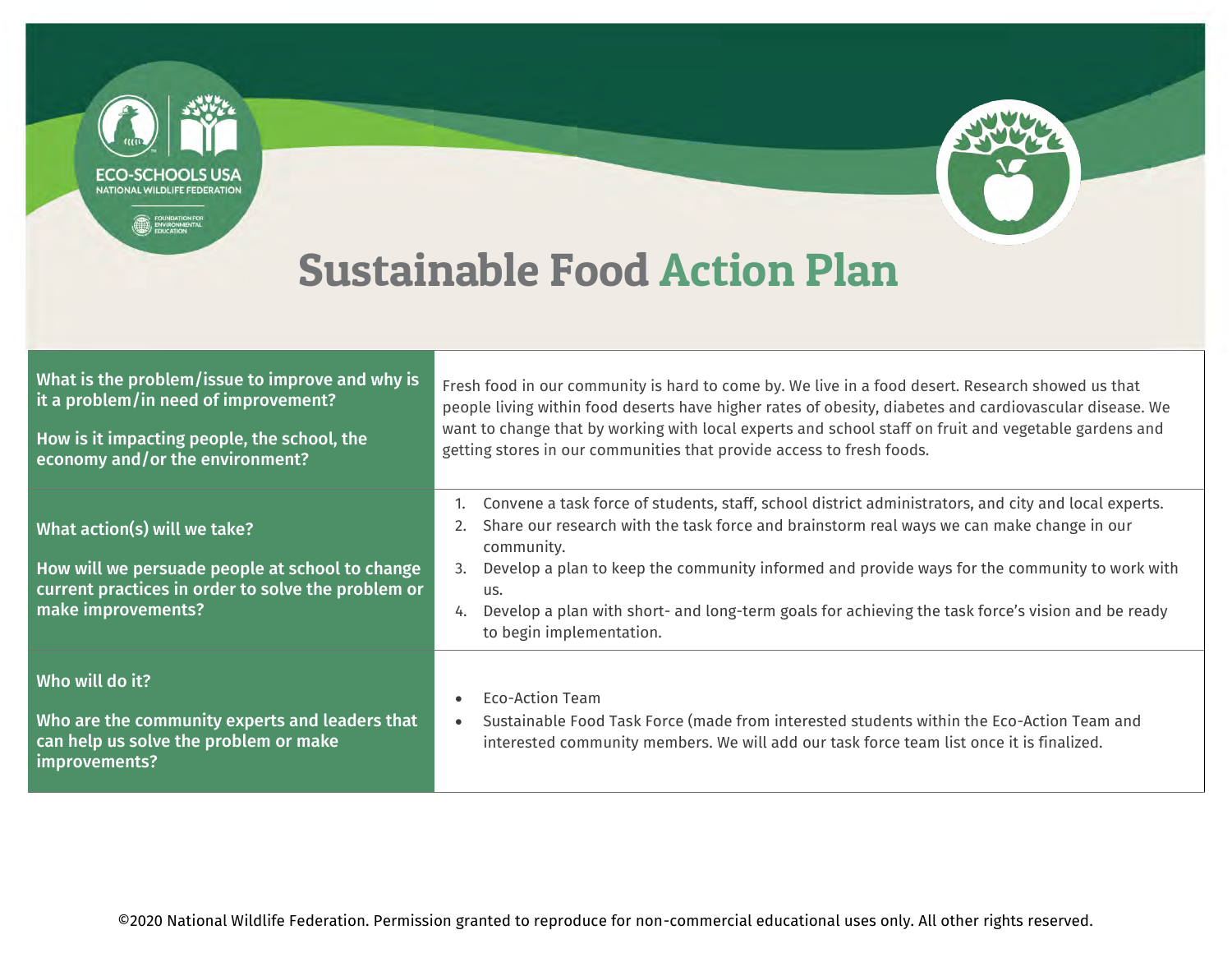ECO-SCHOOLS USA
NATIONAL WILDLIFE FEDERATION
FOUNDATION FOR ENVIRONMENTAL EDUCATION

# Sustainable Food Action Plan

| | |
|---|---|
| **What is the problem/issue to improve and why is it a problem/in need of improvement?**<br><br>**How is it impacting people, the school, the economy and/or the environment?** | Fresh food in our community is hard to come by. We live in a food desert. Research showed us that people living within food deserts have higher rates of obesity, diabetes and cardiovascular disease. We want to change that by working with local experts and school staff on fruit and vegetable gardens and getting stores in our communities that provide access to fresh foods. |
| **What action(s) will we take?**<br><br>**How will we persuade people at school to change current practices in order to solve the problem or make improvements?** | 1. Convene a task force of students, staff, school district administrators, and city and local experts.<br>2. Share our research with the task force and brainstorm real ways we can make change in our community.<br>3. Develop a plan to keep the community informed and provide ways for the community to work with us.<br>4. Develop a plan with short- and long-term goals for achieving the task force's vision and be ready to begin implementation. |
| **Who will do it?**<br><br>**Who are the community experts and leaders that can help us solve the problem or make improvements?** | • Eco-Action Team<br>• Sustainable Food Task Force (made from interested students within the Eco-Action Team and interested community members. We will add our task force team list once it is finalized. |

©2020 National Wildlife Federation. Permission granted to reproduce for non-commercial educational uses only. All other rights reserved.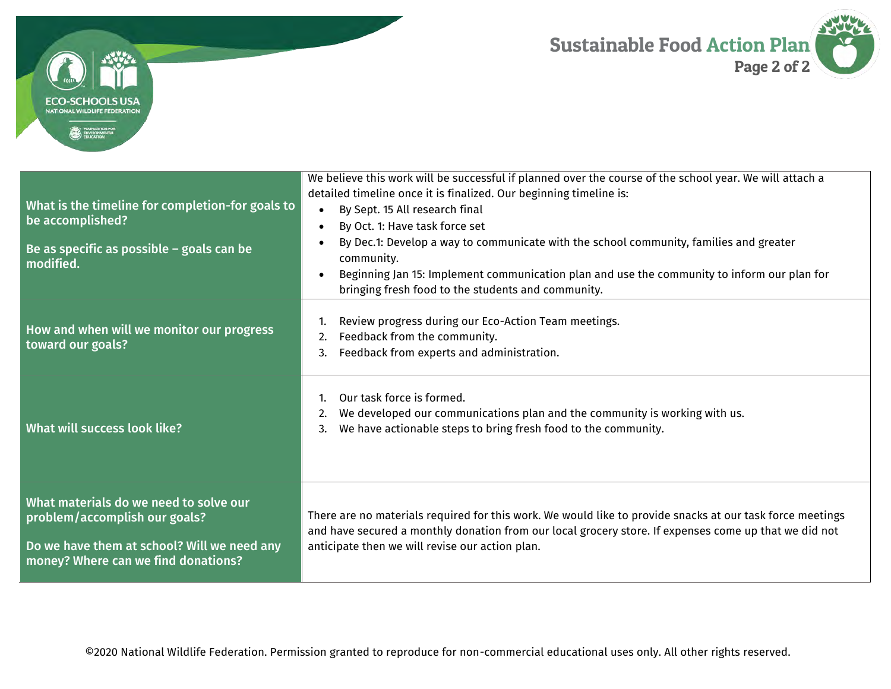# Sustainable Food Action Plan

| | |
|---|---|
| **What is the timeline for completion-for goals to be accomplished?**<br><br>**Be as specific as possible – goals can be modified.** | We believe this work will be successful if planned over the course of the school year. We will attach a detailed timeline once it is finalized. Our beginning timeline is:<br>• By Sept. 15 All research final<br>• By Oct. 1: Have task force set<br>• By Dec.1: Develop a way to communicate with the school community, families and greater community.<br>• Beginning Jan 15: Implement communication plan and use the community to inform our plan for bringing fresh food to the students and community. |
| **How and when will we monitor our progress toward our goals?** | 1. Review progress during our Eco-Action Team meetings.<br>2. Feedback from the community.<br>3. Feedback from experts and administration. |
| **What will success look like?** | 1. Our task force is formed.<br>2. We developed our communications plan and the community is working with us.<br>3. We have actionable steps to bring fresh food to the community. |
| **What materials do we need to solve our problem/accomplish our goals?**<br><br>**Do we have them at school? Will we need any money? Where can we find donations?** | There are no materials required for this work. We would like to provide snacks at our task force meetings and have secured a monthly donation from our local grocery store. If expenses come up that we did not anticipate then we will revise our action plan. |

©2020 National Wildlife Federation. Permission granted to reproduce for non-commercial educational uses only. All other rights reserved.